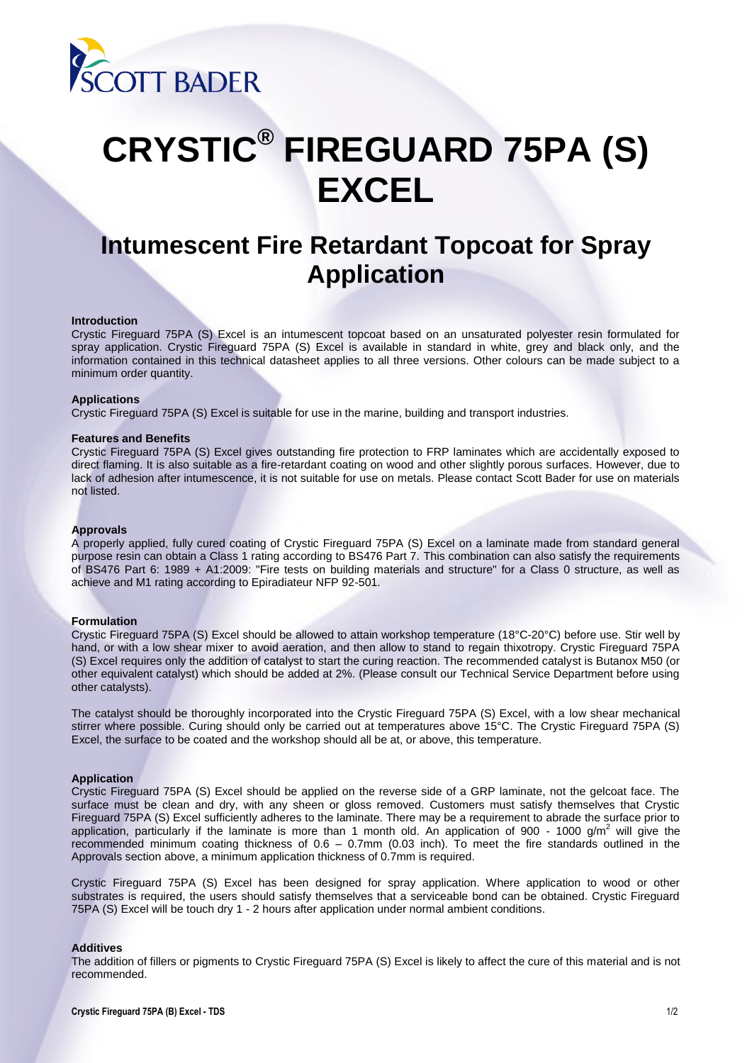# CRYSTIC® FIREGUARD 75PA (S) EXCEL

## Intumescent Fire Retardant Topcoat for Spray Application

### Introduction

Crystic Fireguard 75PA (S) Excel is an intumescent topcoat based on an unsaturated polyester resin formulated for spray application. Crystic Fireguard 75PA (S) Excel is available in standard in white, grey and black only, and the information contained in this technical datasheet applies to all three versions. Other colours can be made subject to a minimum order quantity.

### Applications

Crystic Fireguard 75PA (S) Excel is suitable for use in the marine, building and transport industries.

### Features and Benefits

Crystic Fireguard 75PA (S) Excel gives outstanding fire protection to FRP laminates which are accidentally exposed to direct flaming. It is also suitable as a fire-retardant coating on wood and other slightly porous surfaces. However, due to lack of adhesion after intumescence, it is not suitable for use on metals. Please contact Scott Bader for use on materials not listed.

### Approvals

A properly applied, fully cured coating of Crystic Fireguard 75PA (S) Excel on a laminate made from standard general purpose resin can obtain a Class 1 rating according to BS476 Part 7. This combination can also satisfy the requirements of BS476 Part 6: 1989 + A1:2009: "Fire tests on building materials and structure" for a Class 0 structure, as well as achieve and M1 rating according to Epiradiateur NFP 92-501.

### Formulation

Crystic Fireguard 75PA (S) Excel should be allowed to attain workshop temperature (18°C-20°C) before use. Stir well by hand, or with a low shear mixer to avoid aeration, and then allow to stand to regain thixotropy. Crystic Fireguard 75PA (S) Excel requires only the addition of catalyst to start the curing reaction. The recommended catalyst is Butanox M50 (or other equivalent catalyst) which should be added at 2%. (Please consult our Technical Service Department before using other catalysts).

The catalyst should be thoroughly incorporated into the Crystic Fireguard 75PA (S) Excel, with a low shear mechanical stirrer where possible. Curing should only be carried out at temperatures above 15°C. The Crystic Fireguard 75PA (S) Excel, the surface to be coated and the workshop should all be at, or above, this temperature.

### Application

Crystic Fireguard 75PA (S) Excel should be applied on the reverse side of a GRP laminate, not the gelcoat face. The surface must be clean and dry, with any sheen or gloss removed. Customers must satisfy themselves that Crystic Fireguard 75PA (S) Excel sufficiently adheres to the laminate. There may be a requirement to abrade the surface prior to application, particularly if the laminate is more than 1 month old. An application of 900 - 1000 g/m$^2$ will give the recommended minimum coating thickness of 0.6 – 0.7mm (0.03 inch). To meet the fire standards outlined in the Approvals section above, a minimum application thickness of 0.7mm is required.

Crystic Fireguard 75PA (S) Excel has been designed for spray application. Where application to wood or other substrates is required, the users should satisfy themselves that a serviceable bond can be obtained. Crystic Fireguard 75PA (S) Excel will be touch dry 1 - 2 hours after application under normal ambient conditions.

### Additives

The addition of fillers or pigments to Crystic Fireguard 75PA (S) Excel is likely to affect the cure of this material and is not recommended.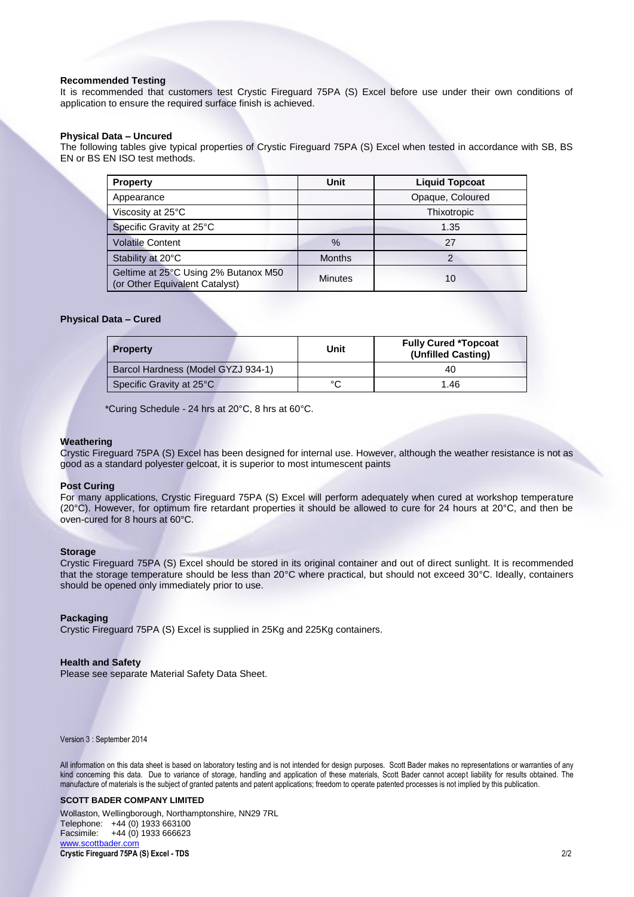### Recommended Testing

It is recommended that customers test Crystic Fireguard 75PA (S) Excel before use under their own conditions of application to ensure the required surface finish is achieved.

### Physical Data – Uncured

The following tables give typical properties of Crystic Fireguard 75PA (S) Excel when tested in accordance with SB, BS EN or BS EN ISO test methods.

| Property | Unit | Liquid Topcoat |
|---|---|---|
| Appearance | | Opaque, Coloured |
| Viscosity at 25°C | | Thixotropic |
| Specific Gravity at 25°C | | 1.35 |
| Volatile Content | % | 27 |
| Stability at 20°C | Months | 2 |
| Geltime at 25°C Using 2% Butanox M50 (or Other Equivalent Catalyst) | Minutes | 10 |

### Physical Data – Cured

| Property | Unit | Fully Cured *Topcoat (Unfilled Casting) |
|---|---|---|
| Barcol Hardness (Model GYZJ 934-1) | | 40 |
| Specific Gravity at 25°C | °C | 1.46 |

*Curing Schedule - 24 hrs at 20°C, 8 hrs at 60°C.

### Weathering

Crystic Fireguard 75PA (S) Excel has been designed for internal use. However, although the weather resistance is not as good as a standard polyester gelcoat, it is superior to most intumescent paints

### Post Curing

For many applications, Crystic Fireguard 75PA (S) Excel will perform adequately when cured at workshop temperature (20°C). However, for optimum fire retardant properties it should be allowed to cure for 24 hours at 20°C, and then be oven-cured for 8 hours at 60°C.

### Storage

Crystic Fireguard 75PA (S) Excel should be stored in its original container and out of direct sunlight. It is recommended that the storage temperature should be less than 20°C where practical, but should not exceed 30°C. Ideally, containers should be opened only immediately prior to use.

### Packaging

Crystic Fireguard 75PA (S) Excel is supplied in 25Kg and 225Kg containers.

### Health and Safety

Please see separate Material Safety Data Sheet.

Version 3 : September 2014

All information on this data sheet is based on laboratory testing and is not intended for design purposes. Scott Bader makes no representations or warranties of any kind concerning this data. Due to variance of storage, handling and application of these materials, Scott Bader cannot accept liability for results obtained. The manufacture of materials is the subject of granted patents and patent applications; freedom to operate patented processes is not implied by this publication.

**SCOTT BADER COMPANY LIMITED**

Wollaston, Wellingborough, Northamptonshire, NN29 7RL
Telephone: +44 (0) 1933 663100
Facsimile: +44 (0) 1933 666623
www.scottbader.com